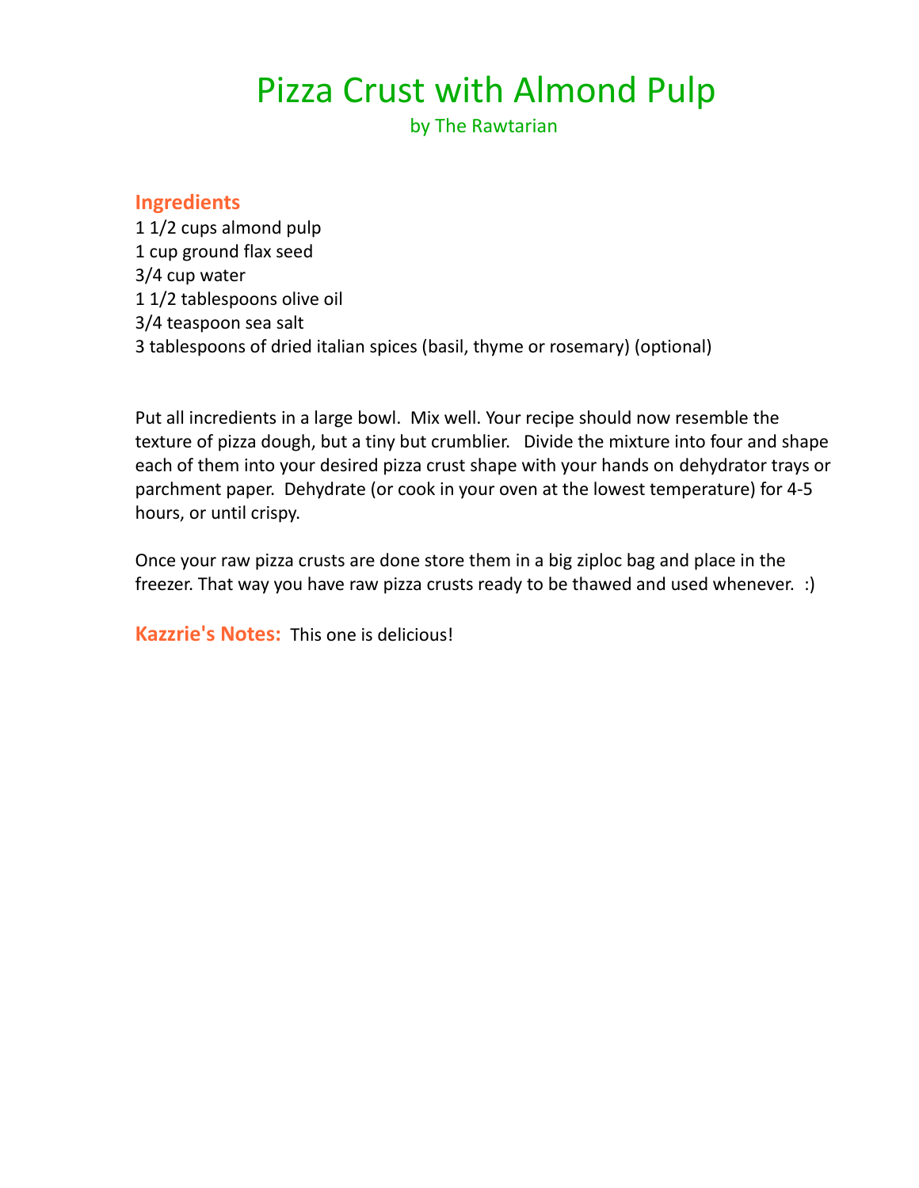# Pizza Crust with Almond Pulp

by The Rawtarian

## Ingredients

1 1/2 cups almond pulp
1 cup ground flax seed
3/4 cup water
1 1/2 tablespoons olive oil
3/4 teaspoon sea salt
3 tablespoons of dried italian spices (basil, thyme or rosemary) (optional)

Put all incredients in a large bowl. Mix well. Your recipe should now resemble the texture of pizza dough, but a tiny but crumblier. Divide the mixture into four and shape each of them into your desired pizza crust shape with your hands on dehydrator trays or parchment paper. Dehydrate (or cook in your oven at the lowest temperature) for 4-5 hours, or until crispy.

Once your raw pizza crusts are done store them in a big ziploc bag and place in the freezer. That way you have raw pizza crusts ready to be thawed and used whenever. :)

**Kazzrie's Notes:** This one is delicious!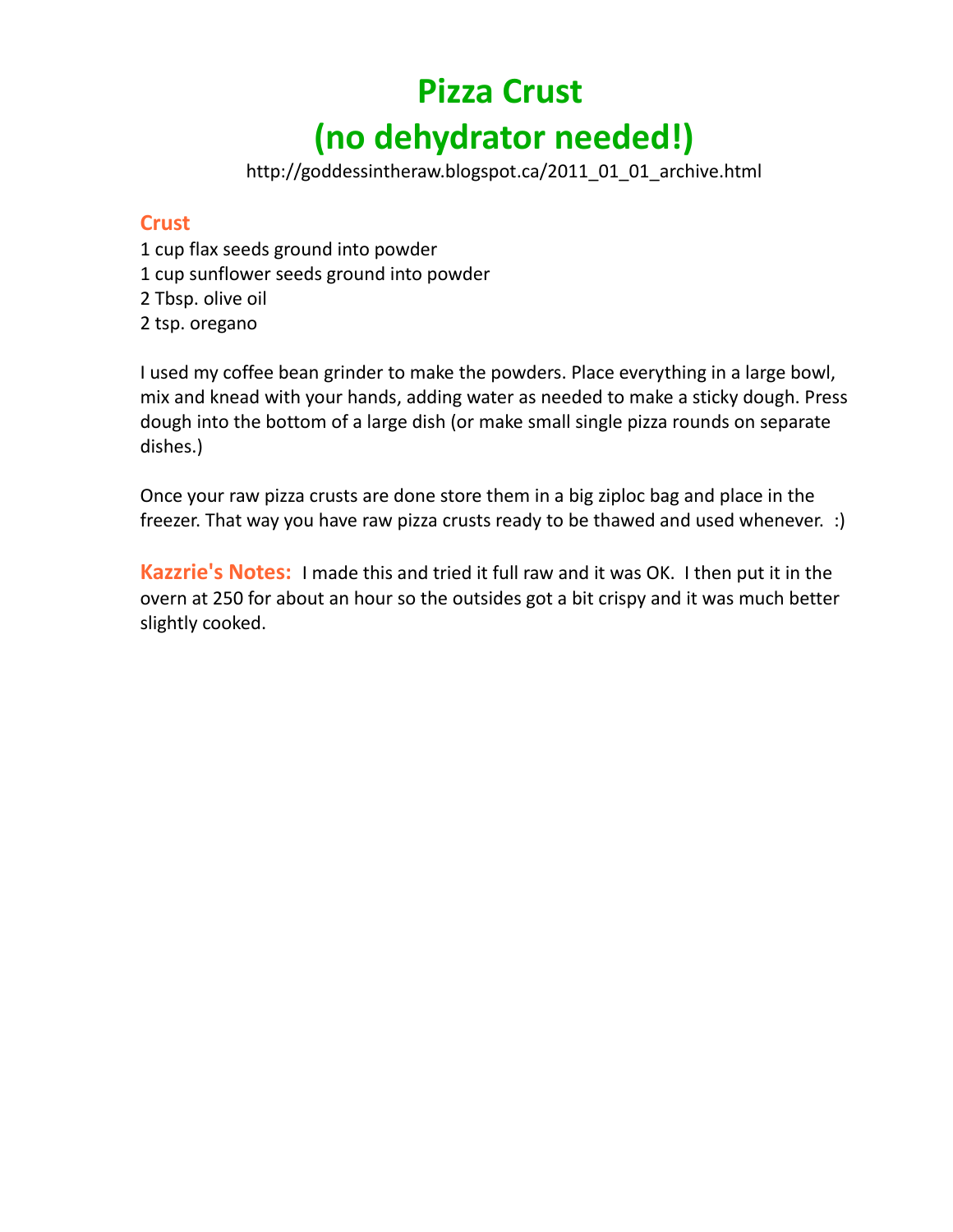# Pizza Crust
# (no dehydrator needed!)

http://goddessintheraw.blogspot.ca/2011_01_01_archive.html

## Crust

1 cup flax seeds ground into powder
1 cup sunflower seeds ground into powder
2 Tbsp. olive oil
2 tsp. oregano

I used my coffee bean grinder to make the powders. Place everything in a large bowl, mix and knead with your hands, adding water as needed to make a sticky dough. Press dough into the bottom of a large dish (or make small single pizza rounds on separate dishes.)

Once your raw pizza crusts are done store them in a big ziploc bag and place in the freezer. That way you have raw pizza crusts ready to be thawed and used whenever. :)

**Kazzrie's Notes:** I made this and tried it full raw and it was OK. I then put it in the overn at 250 for about an hour so the outsides got a bit crispy and it was much better slightly cooked.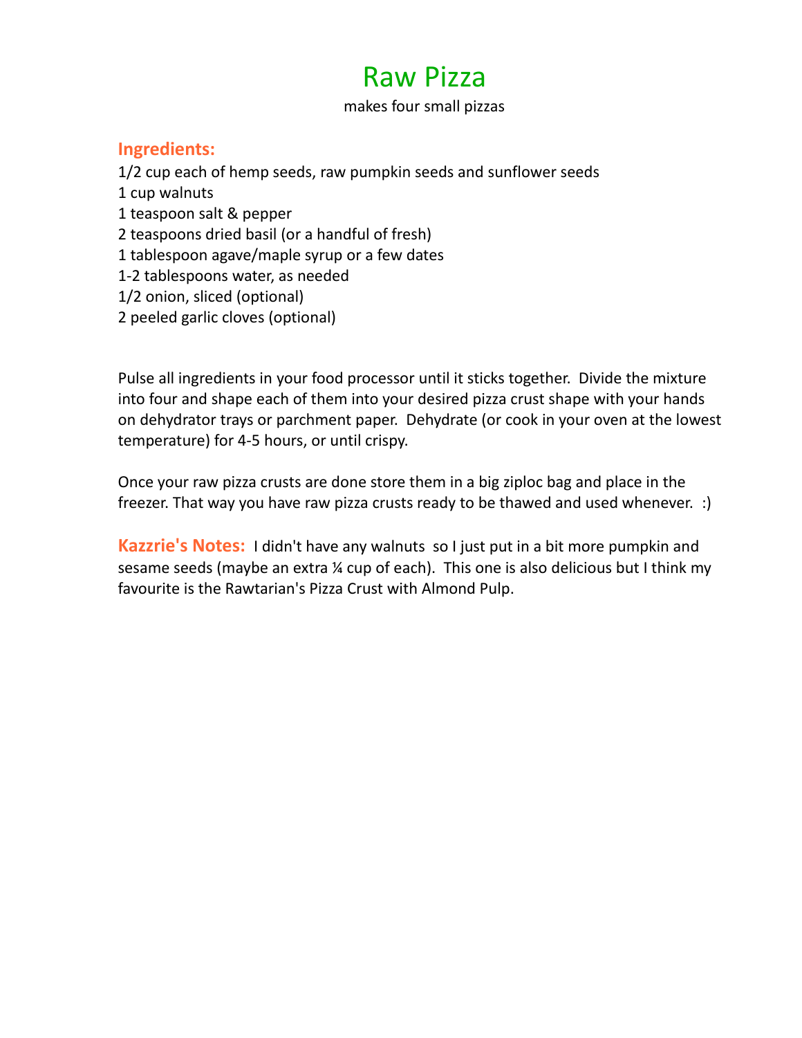# Raw Pizza

makes four small pizzas

## Ingredients:

1/2 cup each of hemp seeds, raw pumpkin seeds and sunflower seeds
1 cup walnuts
1 teaspoon salt & pepper
2 teaspoons dried basil (or a handful of fresh)
1 tablespoon agave/maple syrup or a few dates
1-2 tablespoons water, as needed
1/2 onion, sliced (optional)
2 peeled garlic cloves (optional)

Pulse all ingredients in your food processor until it sticks together. Divide the mixture into four and shape each of them into your desired pizza crust shape with your hands on dehydrator trays or parchment paper. Dehydrate (or cook in your oven at the lowest temperature) for 4-5 hours, or until crispy.

Once your raw pizza crusts are done store them in a big ziploc bag and place in the freezer. That way you have raw pizza crusts ready to be thawed and used whenever. :)

**Kazzrie's Notes:** I didn't have any walnuts so I just put in a bit more pumpkin and sesame seeds (maybe an extra ¼ cup of each). This one is also delicious but I think my favourite is the Rawtarian's Pizza Crust with Almond Pulp.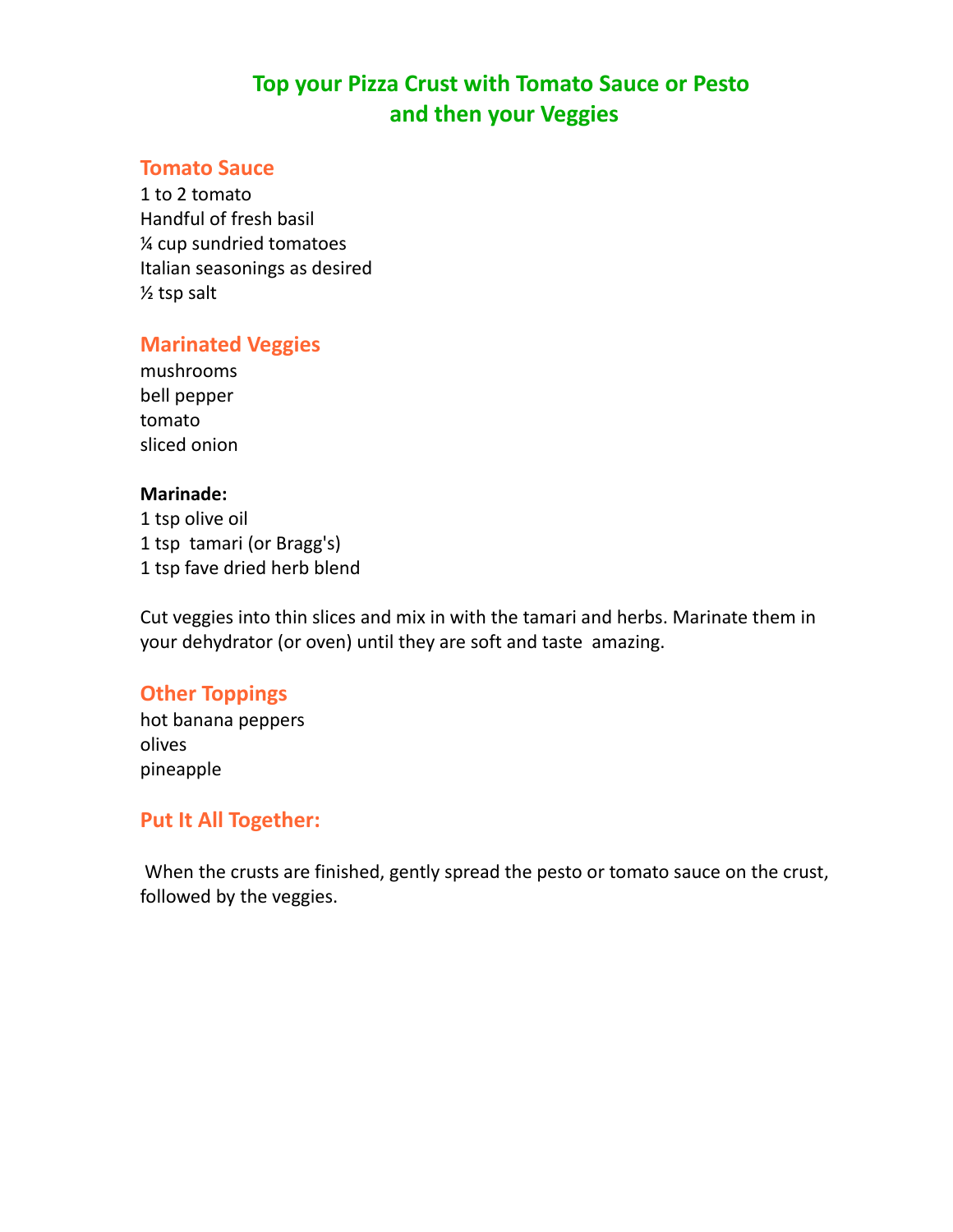# Top your Pizza Crust with Tomato Sauce or Pesto and then your Veggies

## Tomato Sauce

1 to 2 tomato
Handful of fresh basil
¼ cup sundried tomatoes
Italian seasonings as desired
½ tsp salt

## Marinated Veggies

mushrooms
bell pepper
tomato
sliced onion

**Marinade:**
1 tsp olive oil
1 tsp tamari (or Bragg's)
1 tsp fave dried herb blend

Cut veggies into thin slices and mix in with the tamari and herbs. Marinate them in your dehydrator (or oven) until they are soft and taste amazing.

## Other Toppings

hot banana peppers
olives
pineapple

## Put It All Together:

When the crusts are finished, gently spread the pesto or tomato sauce on the crust, followed by the veggies.